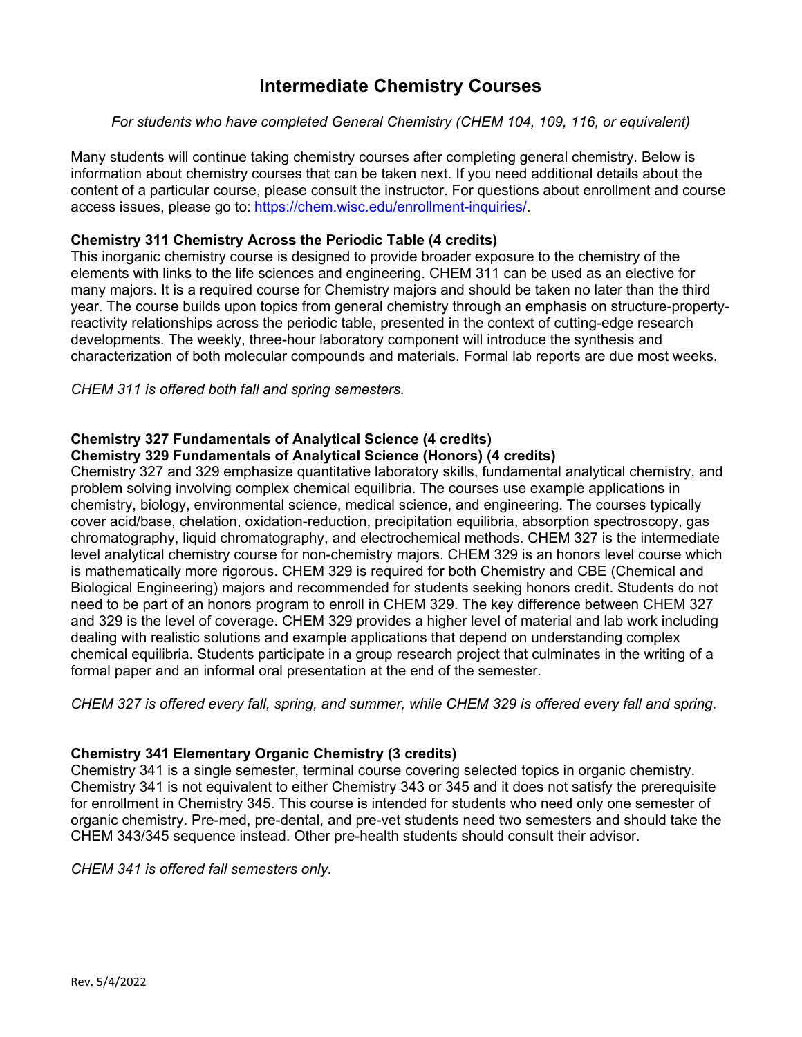# Intermediate Chemistry Courses

*For students who have completed General Chemistry (CHEM 104, 109, 116, or equivalent)*

Many students will continue taking chemistry courses after completing general chemistry. Below is information about chemistry courses that can be taken next. If you need additional details about the content of a particular course, please consult the instructor. For questions about enrollment and course access issues, please go to: [https://chem.wisc.edu/enrollment-inquiries/](https://chem.wisc.edu/enrollment-inquiries/).

**Chemistry 311 Chemistry Across the Periodic Table (4 credits)**

This inorganic chemistry course is designed to provide broader exposure to the chemistry of the elements with links to the life sciences and engineering. CHEM 311 can be used as an elective for many majors. It is a required course for Chemistry majors and should be taken no later than the third year. The course builds upon topics from general chemistry through an emphasis on structure-property-reactivity relationships across the periodic table, presented in the context of cutting-edge research developments. The weekly, three-hour laboratory component will introduce the synthesis and characterization of both molecular compounds and materials. Formal lab reports are due most weeks.

*CHEM 311 is offered both fall and spring semesters.*

**Chemistry 327 Fundamentals of Analytical Science (4 credits)**
**Chemistry 329 Fundamentals of Analytical Science (Honors) (4 credits)**

Chemistry 327 and 329 emphasize quantitative laboratory skills, fundamental analytical chemistry, and problem solving involving complex chemical equilibria. The courses use example applications in chemistry, biology, environmental science, medical science, and engineering. The courses typically cover acid/base, chelation, oxidation-reduction, precipitation equilibria, absorption spectroscopy, gas chromatography, liquid chromatography, and electrochemical methods. CHEM 327 is the intermediate level analytical chemistry course for non-chemistry majors. CHEM 329 is an honors level course which is mathematically more rigorous. CHEM 329 is required for both Chemistry and CBE (Chemical and Biological Engineering) majors and recommended for students seeking honors credit. Students do not need to be part of an honors program to enroll in CHEM 329. The key difference between CHEM 327 and 329 is the level of coverage. CHEM 329 provides a higher level of material and lab work including dealing with realistic solutions and example applications that depend on understanding complex chemical equilibria. Students participate in a group research project that culminates in the writing of a formal paper and an informal oral presentation at the end of the semester.

*CHEM 327 is offered every fall, spring, and summer, while CHEM 329 is offered every fall and spring.*

**Chemistry 341 Elementary Organic Chemistry (3 credits)**

Chemistry 341 is a single semester, terminal course covering selected topics in organic chemistry. Chemistry 341 is not equivalent to either Chemistry 343 or 345 and it does not satisfy the prerequisite for enrollment in Chemistry 345. This course is intended for students who need only one semester of organic chemistry. Pre-med, pre-dental, and pre-vet students need two semesters and should take the CHEM 343/345 sequence instead. Other pre-health students should consult their advisor.

*CHEM 341 is offered fall semesters only.*

Rev. 5/4/2022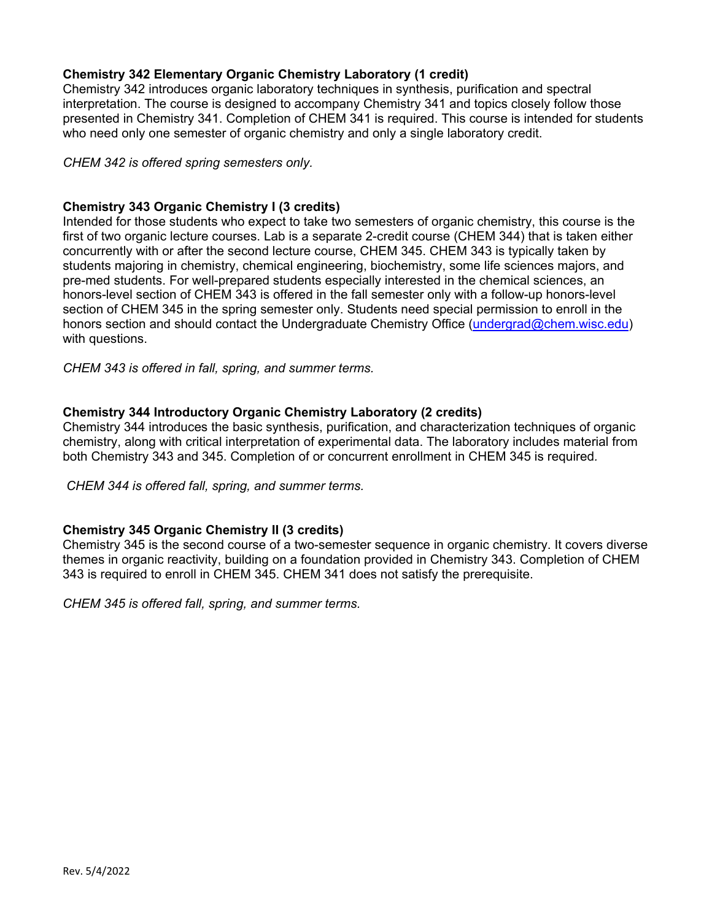**Chemistry 342 Elementary Organic Chemistry Laboratory (1 credit)**
Chemistry 342 introduces organic laboratory techniques in synthesis, purification and spectral interpretation. The course is designed to accompany Chemistry 341 and topics closely follow those presented in Chemistry 341. Completion of CHEM 341 is required. This course is intended for students who need only one semester of organic chemistry and only a single laboratory credit.

*CHEM 342 is offered spring semesters only.*

**Chemistry 343 Organic Chemistry I (3 credits)**
Intended for those students who expect to take two semesters of organic chemistry, this course is the first of two organic lecture courses. Lab is a separate 2-credit course (CHEM 344) that is taken either concurrently with or after the second lecture course, CHEM 345. CHEM 343 is typically taken by students majoring in chemistry, chemical engineering, biochemistry, some life sciences majors, and pre-med students. For well-prepared students especially interested in the chemical sciences, an honors-level section of CHEM 343 is offered in the fall semester only with a follow-up honors-level section of CHEM 345 in the spring semester only. Students need special permission to enroll in the honors section and should contact the Undergraduate Chemistry Office (undergrad@chem.wisc.edu) with questions.

*CHEM 343 is offered in fall, spring, and summer terms.*

**Chemistry 344 Introductory Organic Chemistry Laboratory (2 credits)**
Chemistry 344 introduces the basic synthesis, purification, and characterization techniques of organic chemistry, along with critical interpretation of experimental data. The laboratory includes material from both Chemistry 343 and 345. Completion of or concurrent enrollment in CHEM 345 is required.

*CHEM 344 is offered fall, spring, and summer terms.*

**Chemistry 345 Organic Chemistry II (3 credits)**
Chemistry 345 is the second course of a two-semester sequence in organic chemistry. It covers diverse themes in organic reactivity, building on a foundation provided in Chemistry 343. Completion of CHEM 343 is required to enroll in CHEM 345. CHEM 341 does not satisfy the prerequisite.

*CHEM 345 is offered fall, spring, and summer terms.*

Rev. 5/4/2022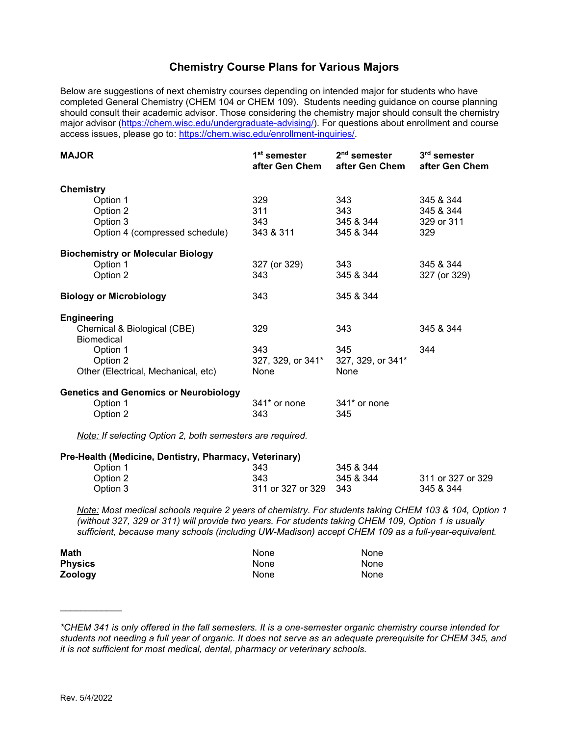# Chemistry Course Plans for Various Majors

Below are suggestions of next chemistry courses depending on intended major for students who have completed General Chemistry (CHEM 104 or CHEM 109). Students needing guidance on course planning should consult their academic advisor. Those considering the chemistry major should consult the chemistry major advisor (https://chem.wisc.edu/undergraduate-advising/). For questions about enrollment and course access issues, please go to: https://chem.wisc.edu/enrollment-inquiries/.

| **MAJOR** | **1st semester after Gen Chem** | **2nd semester after Gen Chem** | **3rd semester after Gen Chem** |
|---|---|---|---|
| **Chemistry** | | | |
| Option 1 | 329 | 343 | 345 & 344 |
| Option 2 | 311 | 343 | 345 & 344 |
| Option 3 | 343 | 345 & 344 | 329 or 311 |
| Option 4 (compressed schedule) | 343 & 311 | 345 & 344 | 329 |
| **Biochemistry or Molecular Biology** | | | |
| Option 1 | 327 (or 329) | 343 | 345 & 344 |
| Option 2 | 343 | 345 & 344 | 327 (or 329) |
| **Biology or Microbiology** | 343 | 345 & 344 | |
| **Engineering** | | | |
| Chemical & Biological (CBE) | 329 | 343 | 345 & 344 |
| Biomedical | | | |
| Option 1 | 343 | 345 | 344 |
| Option 2 | 327, 329, or 341* | 327, 329, or 341* | |
| Other (Electrical, Mechanical, etc) | None | None | |
| **Genetics and Genomics or Neurobiology** | | | |
| Option 1 | 341* or none | 341* or none | |
| Option 2 | 343 | 345 | |

*Note: If selecting Option 2, both semesters are required.*

| **MAJOR** | **1st semester after Gen Chem** | **2nd semester after Gen Chem** | **3rd semester after Gen Chem** |
|---|---|---|---|
| **Pre-Health (Medicine, Dentistry, Pharmacy, Veterinary)** | | | |
| Option 1 | 343 | 345 & 344 | |
| Option 2 | 343 | 345 & 344 | 311 or 327 or 329 |
| Option 3 | 311 or 327 or 329 | 343 | 345 & 344 |

*Note: Most medical schools require 2 years of chemistry. For students taking CHEM 103 & 104, Option 1 (without 327, 329 or 311) will provide two years. For students taking CHEM 109, Option 1 is usually sufficient, because many schools (including UW-Madison) accept CHEM 109 as a full-year-equivalent.*

| **MAJOR** | **1st semester after Gen Chem** | **2nd semester after Gen Chem** |
|---|---|---|
| **Math** | None | None |
| **Physics** | None | None |
| **Zoology** | None | None |

---

*\*CHEM 341 is only offered in the fall semesters. It is a one-semester organic chemistry course intended for students not needing a full year of organic. It does not serve as an adequate prerequisite for CHEM 345, and it is not sufficient for most medical, dental, pharmacy or veterinary schools.*

Rev. 5/4/2022